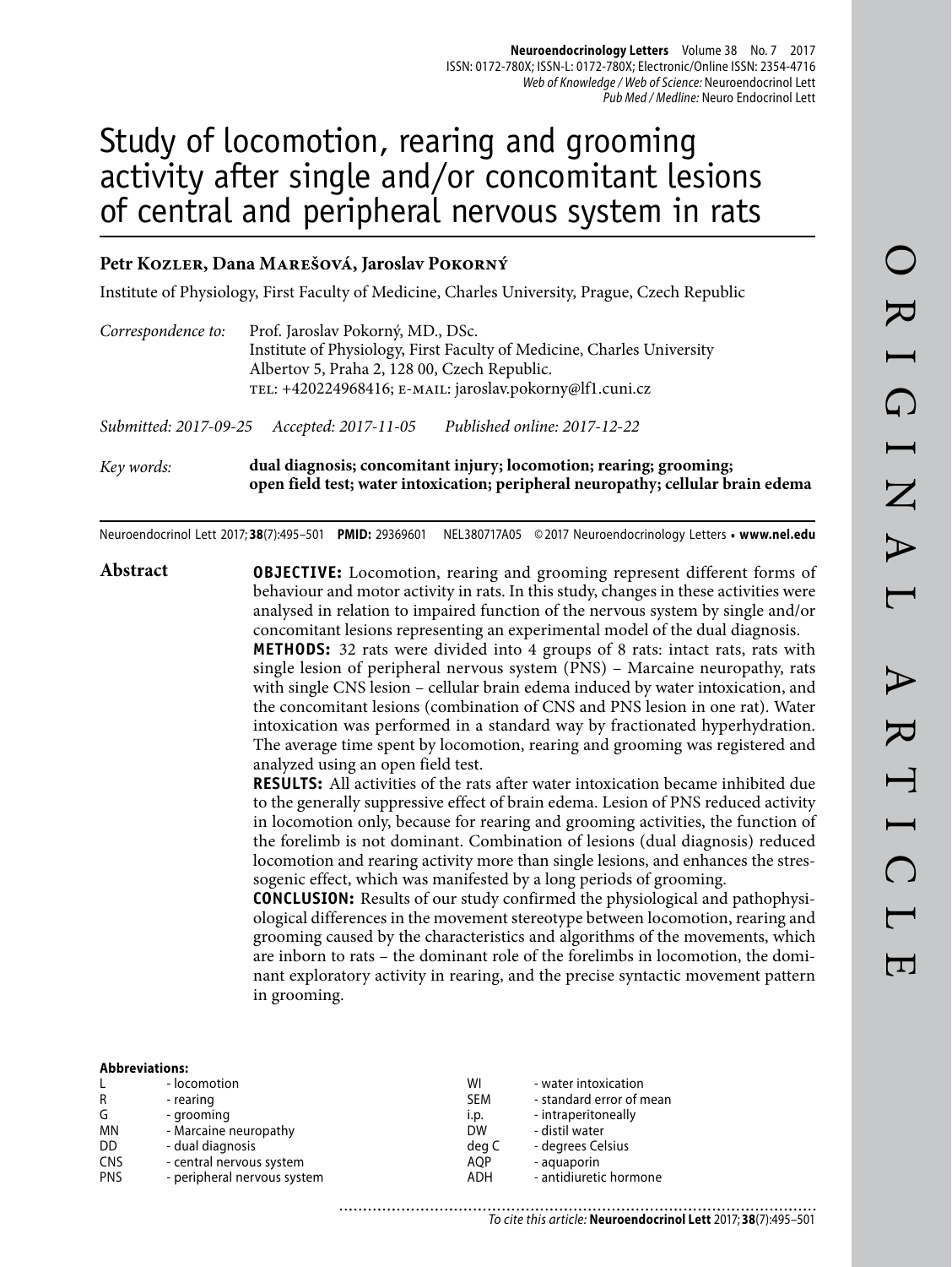# Study of locomotion, rearing and grooming activity after single and/or concomitant lesions of central and peripheral nervous system in rats

**Petr Kozler, Dana Marešová, Jaroslav Pokorný**

Institute of Physiology, First Faculty of Medicine, Charles University, Prague, Czech Republic

*Correspondence to:* Prof. Jaroslav Pokorný, MD., DSc.
Institute of Physiology, First Faculty of Medicine, Charles University
Albertov 5, Praha 2, 128 00, Czech Republic.
TEL: +420224968416; E-MAIL: jaroslav.pokorny@lf1.cuni.cz

*Submitted: 2017-09-25* *Accepted: 2017-11-05* *Published online: 2017-12-22*

*Key words:* **dual diagnosis; concomitant injury; locomotion; rearing; grooming; open field test; water intoxication; peripheral neuropathy; cellular brain edema**

Neuroendocrinol Lett 2017; **38**(7):495–501 **PMID:** 29369601 NEL380717A05 © 2017 Neuroendocrinology Letters • **www.nel.edu**

## Abstract

**OBJECTIVE:** Locomotion, rearing and grooming represent different forms of behaviour and motor activity in rats. In this study, changes in these activities were analysed in relation to impaired function of the nervous system by single and/or concomitant lesions representing an experimental model of the dual diagnosis.

**METHODS:** 32 rats were divided into 4 groups of 8 rats: intact rats, rats with single lesion of peripheral nervous system (PNS) – Marcaine neuropathy, rats with single CNS lesion – cellular brain edema induced by water intoxication, and the concomitant lesions (combination of CNS and PNS lesion in one rat). Water intoxication was performed in a standard way by fractionated hyperhydration. The average time spent by locomotion, rearing and grooming was registered and analyzed using an open field test.

**RESULTS:** All activities of the rats after water intoxication became inhibited due to the generally suppressive effect of brain edema. Lesion of PNS reduced activity in locomotion only, because for rearing and grooming activities, the function of the forelimb is not dominant. Combination of lesions (dual diagnosis) reduced locomotion and rearing activity more than single lesions, and enhances the stressogenic effect, which was manifested by a long periods of grooming.

**CONCLUSION:** Results of our study confirmed the physiological and pathophysiological differences in the movement stereotype between locomotion, rearing and grooming caused by the characteristics and algorithms of the movements, which are inborn to rats – the dominant role of the forelimbs in locomotion, the dominant exploratory activity in rearing, and the precise syntactic movement pattern in grooming.

**Abbreviations:**

| | | | |
|---|---|---|---|
| L | - locomotion | WI | - water intoxication |
| R | - rearing | SEM | - standard error of mean |
| G | - grooming | i.p. | - intraperitoneally |
| MN | - Marcaine neuropathy | DW | - distil water |
| DD | - dual diagnosis | deg C | - degrees Celsius |
| CNS | - central nervous system | AQP | - aquaporin |
| PNS | - peripheral nervous system | ADH | - antidiuretic hormone |

*To cite this article:* **Neuroendocrinol Lett** 2017; **38**(7):495–501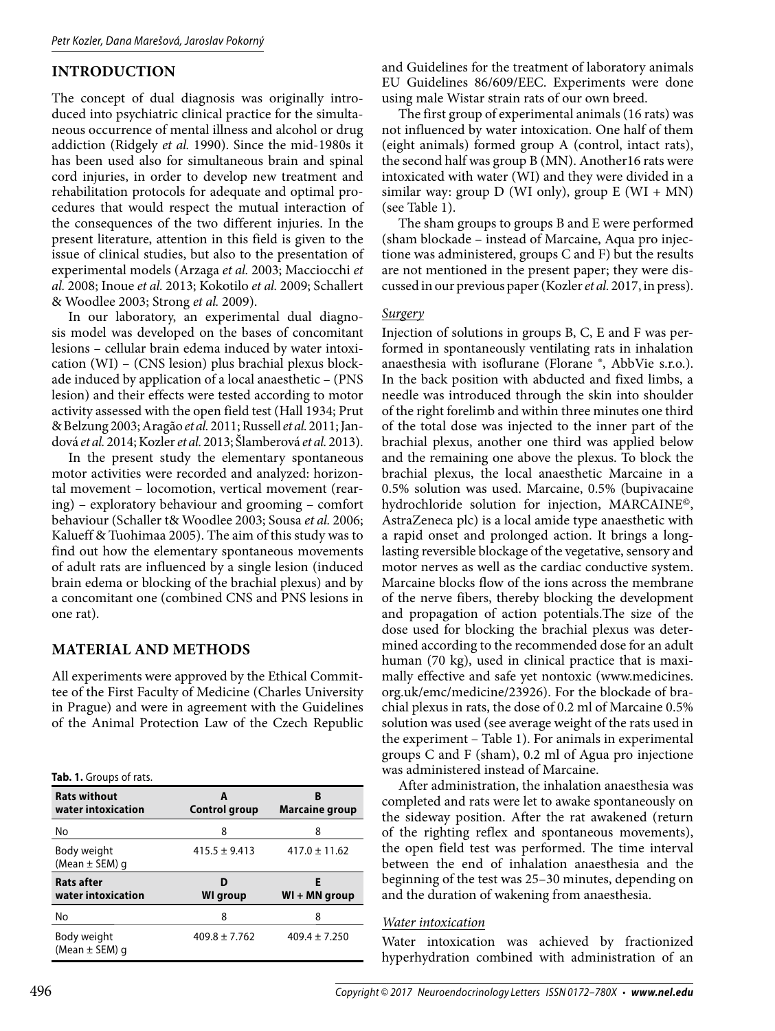## INTRODUCTION

The concept of dual diagnosis was originally introduced into psychiatric clinical practice for the simultaneous occurrence of mental illness and alcohol or drug addiction (Ridgely *et al.* 1990). Since the mid-1980s it has been used also for simultaneous brain and spinal cord injuries, in order to develop new treatment and rehabilitation protocols for adequate and optimal procedures that would respect the mutual interaction of the consequences of the two different injuries. In the present literature, attention in this field is given to the issue of clinical studies, but also to the presentation of experimental models (Arzaga *et al.* 2003; Macciocchi *et al.* 2008; Inoue *et al.* 2013; Kokotilo *et al.* 2009; Schallert & Woodlee 2003; Strong *et al.* 2009).

In our laboratory, an experimental dual diagnosis model was developed on the bases of concomitant lesions – cellular brain edema induced by water intoxication (WI) – (CNS lesion) plus brachial plexus blockade induced by application of a local anaesthetic – (PNS lesion) and their effects were tested according to motor activity assessed with the open field test (Hall 1934; Prut & Belzung 2003; Aragão *et al.* 2011; Russell *et al.* 2011; Jandová *et al.* 2014; Kozler *et al.* 2013; Šlamberová *et al.* 2013).

In the present study the elementary spontaneous motor activities were recorded and analyzed: horizontal movement – locomotion, vertical movement (rearing) – exploratory behaviour and grooming – comfort behaviour (Schaller t& Woodlee 2003; Sousa *et al.* 2006; Kalueff & Tuohimaa 2005). The aim of this study was to find out how the elementary spontaneous movements of adult rats are influenced by a single lesion (induced brain edema or blocking of the brachial plexus) and by a concomitant one (combined CNS and PNS lesions in one rat).

## MATERIAL AND METHODS

All experiments were approved by the Ethical Committee of the First Faculty of Medicine (Charles University in Prague) and were in agreement with the Guidelines of the Animal Protection Law of the Czech Republic and Guidelines for the treatment of laboratory animals EU Guidelines 86/609/EEC. Experiments were done using male Wistar strain rats of our own breed.

The first group of experimental animals (16 rats) was not influenced by water intoxication. One half of them (eight animals) formed group A (control, intact rats), the second half was group B (MN). Another16 rats were intoxicated with water (WI) and they were divided in a similar way: group D (WI only), group E (WI + MN) (see Table 1).

The sham groups to groups B and E were performed (sham blockade – instead of Marcaine, Aqua pro injectione was administered, groups C and F) but the results are not mentioned in the present paper; they were discussed in our previous paper (Kozler *et al.* 2017, in press).

**Tab. 1.** Groups of rats.

| Rats without water intoxication | A Control group | B Marcaine group |
|---|---|---|
| No | 8 | 8 |
| Body weight (Mean ± SEM) g | 415.5 ± 9.413 | 417.0 ± 11.62 |
| **Rats after water intoxication** | **D WI group** | **E WI + MN group** |
| No | 8 | 8 |
| Body weight (Mean ± SEM) g | 409.8 ± 7.762 | 409.4 ± 7.250 |

### *Surgery*

Injection of solutions in groups B, C, E and F was performed in spontaneously ventilating rats in inhalation anaesthesia with isoflurane (Florane ®, AbbVie s.r.o.). In the back position with abducted and fixed limbs, a needle was introduced through the skin into shoulder of the right forelimb and within three minutes one third of the total dose was injected to the inner part of the brachial plexus, another one third was applied below and the remaining one above the plexus. To block the brachial plexus, the local anaesthetic Marcaine in a 0.5% solution was used. Marcaine, 0.5% (bupivacaine hydrochloride solution for injection, MARCAINE©, AstraZeneca plc) is a local amide type anaesthetic with a rapid onset and prolonged action. It brings a long-lasting reversible blockage of the vegetative, sensory and motor nerves as well as the cardiac conductive system. Marcaine blocks flow of the ions across the membrane of the nerve fibers, thereby blocking the development and propagation of action potentials.The size of the dose used for blocking the brachial plexus was determined according to the recommended dose for an adult human (70 kg), used in clinical practice that is maximally effective and safe yet nontoxic (www.medicines.org.uk/emc/medicine/23926). For the blockade of brachial plexus in rats, the dose of 0.2 ml of Marcaine 0.5% solution was used (see average weight of the rats used in the experiment – Table 1). For animals in experimental groups C and F (sham), 0.2 ml of Agua pro injectione was administered instead of Marcaine.

After administration, the inhalation anaesthesia was completed and rats were let to awake spontaneously on the sideway position. After the rat awakened (return of the righting reflex and spontaneous movements), the open field test was performed. The time interval between the end of inhalation anaesthesia and the beginning of the test was 25–30 minutes, depending on and the duration of wakening from anaesthesia.

### *Water intoxication*

Water intoxication was achieved by fractionized hyperhydration combined with administration of an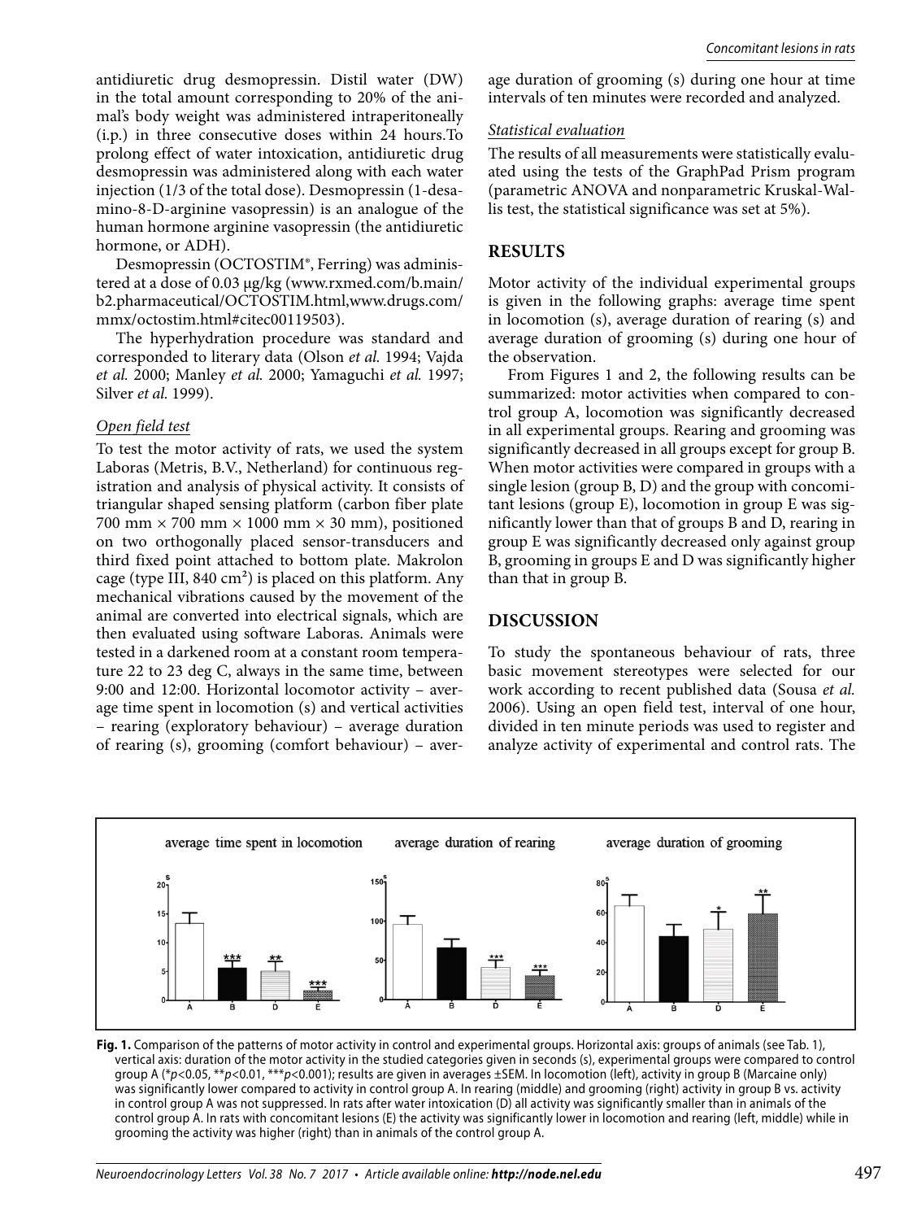antidiuretic drug desmopressin. Distil water (DW) in the total amount corresponding to 20% of the animal's body weight was administered intraperitoneally (i.p.) in three consecutive doses within 24 hours.To prolong effect of water intoxication, antidiuretic drug desmopressin was administered along with each water injection (1/3 of the total dose). Desmopressin (1-desamino-8-D-arginine vasopressin) is an analogue of the human hormone arginine vasopressin (the antidiuretic hormone, or ADH).

Desmopressin (OCTOSTIM®, Ferring) was administered at a dose of 0.03 μg/kg (www.rxmed.com/b.main/b2.pharmaceutical/OCTOSTIM.html,www.drugs.com/mmx/octostim.html#citec00119503).

The hyperhydration procedure was standard and corresponded to literary data (Olson *et al.* 1994; Vajda *et al.* 2000; Manley *et al.* 2000; Yamaguchi *et al.* 1997; Silver *et al.* 1999).

### Open field test

To test the motor activity of rats, we used the system Laboras (Metris, B.V., Netherland) for continuous registration and analysis of physical activity. It consists of triangular shaped sensing platform (carbon fiber plate 700 mm × 700 mm × 1000 mm × 30 mm), positioned on two orthogonally placed sensor-transducers and third fixed point attached to bottom plate. Makrolon cage (type III, 840 cm²) is placed on this platform. Any mechanical vibrations caused by the movement of the animal are converted into electrical signals, which are then evaluated using software Laboras. Animals were tested in a darkened room at a constant room temperature 22 to 23 deg C, always in the same time, between 9:00 and 12:00. Horizontal locomotor activity – average time spent in locomotion (s) and vertical activities – rearing (exploratory behaviour) – average duration of rearing (s), grooming (comfort behaviour) – average duration of grooming (s) during one hour at time intervals of ten minutes were recorded and analyzed.

### Statistical evaluation

The results of all measurements were statistically evaluated using the tests of the GraphPad Prism program (parametric ANOVA and nonparametric Kruskal-Wallis test, the statistical significance was set at 5%).

## RESULTS

Motor activity of the individual experimental groups is given in the following graphs: average time spent in locomotion (s), average duration of rearing (s) and average duration of grooming (s) during one hour of the observation.

From Figures 1 and 2, the following results can be summarized: motor activities when compared to control group A, locomotion was significantly decreased in all experimental groups. Rearing and grooming was significantly decreased in all groups except for group B. When motor activities were compared in groups with a single lesion (group B, D) and the group with concomitant lesions (group E), locomotion in group E was significantly lower than that of groups B and D, rearing in group E was significantly decreased only against group B, grooming in groups E and D was significantly higher than that in group B.

## DISCUSSION

To study the spontaneous behaviour of rats, three basic movement stereotypes were selected for our work according to recent published data (Sousa *et al.* 2006). Using an open field test, interval of one hour, divided in ten minute periods was used to register and analyze activity of experimental and control rats. The

**Fig. 1.** Comparison of the patterns of motor activity in control and experimental groups. Horizontal axis: groups of animals (see Tab. 1), vertical axis: duration of the motor activity in the studied categories given in seconds (s), experimental groups were compared to control group A (\*$p<0.05$, \*\*$p<0.01$, \*\*\*$p<0.001$); results are given in averages ±SEM. In locomotion (left), activity in group B (Marcaine only) was significantly lower compared to activity in control group A. In rearing (middle) and grooming (right) activity in group B vs. activity in control group A was not suppressed. In rats after water intoxication (D) all activity was significantly smaller than in animals of the control group A. In rats with concomitant lesions (E) the activity was significantly lower in locomotion and rearing (left, middle) while in grooming the activity was higher (right) than in animals of the control group A.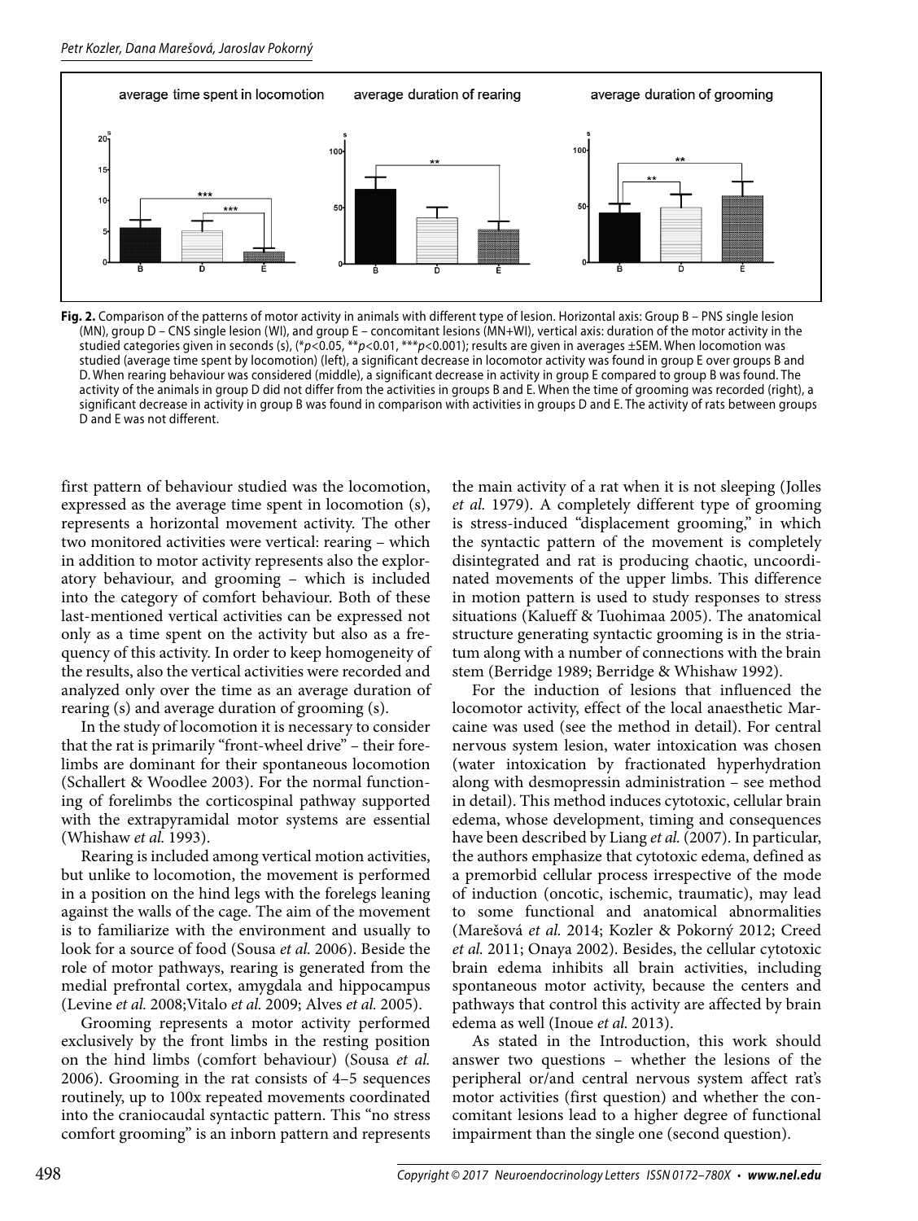**Fig. 2.** Comparison of the patterns of motor activity in animals with different type of lesion. Horizontal axis: Group B – PNS single lesion (MN), group D – CNS single lesion (WI), and group E – concomitant lesions (MN+WI), vertical axis: duration of the motor activity in the studied categories given in seconds (s), (*$p<0.05$, **$p<0.01$, ***$p<0.001$); results are given in averages ±SEM. When locomotion was studied (average time spent by locomotion) (left), a significant decrease in locomotor activity was found in group E over groups B and D. When rearing behaviour was considered (middle), a significant decrease in activity in group E compared to group B was found. The activity of the animals in group D did not differ from the activities in groups B and E. When the time of grooming was recorded (right), a significant decrease in activity in group B was found in comparison with activities in groups D and E. The activity of rats between groups D and E was not different.

first pattern of behaviour studied was the locomotion, expressed as the average time spent in locomotion (s), represents a horizontal movement activity. The other two monitored activities were vertical: rearing – which in addition to motor activity represents also the exploratory behaviour, and grooming – which is included into the category of comfort behaviour. Both of these last-mentioned vertical activities can be expressed not only as a time spent on the activity but also as a frequency of this activity. In order to keep homogeneity of the results, also the vertical activities were recorded and analyzed only over the time as an average duration of rearing (s) and average duration of grooming (s).

In the study of locomotion it is necessary to consider that the rat is primarily "front-wheel drive" – their forelimbs are dominant for their spontaneous locomotion (Schallert & Woodlee 2003). For the normal functioning of forelimbs the corticospinal pathway supported with the extrapyramidal motor systems are essential (Whishaw *et al.* 1993).

Rearing is included among vertical motion activities, but unlike to locomotion, the movement is performed in a position on the hind legs with the forelegs leaning against the walls of the cage. The aim of the movement is to familiarize with the environment and usually to look for a source of food (Sousa *et al.* 2006). Beside the role of motor pathways, rearing is generated from the medial prefrontal cortex, amygdala and hippocampus (Levine *et al.* 2008;Vitalo *et al.* 2009; Alves *et al.* 2005).

Grooming represents a motor activity performed exclusively by the front limbs in the resting position on the hind limbs (comfort behaviour) (Sousa *et al.* 2006). Grooming in the rat consists of 4–5 sequences routinely, up to 100x repeated movements coordinated into the craniocaudal syntactic pattern. This "no stress comfort grooming" is an inborn pattern and represents the main activity of a rat when it is not sleeping (Jolles *et al.* 1979). A completely different type of grooming is stress-induced "displacement grooming," in which the syntactic pattern of the movement is completely disintegrated and rat is producing chaotic, uncoordinated movements of the upper limbs. This difference in motion pattern is used to study responses to stress situations (Kalueff & Tuohimaa 2005). The anatomical structure generating syntactic grooming is in the striatum along with a number of connections with the brain stem (Berridge 1989; Berridge & Whishaw 1992).

For the induction of lesions that influenced the locomotor activity, effect of the local anaesthetic Marcaine was used (see the method in detail). For central nervous system lesion, water intoxication was chosen (water intoxication by fractionated hyperhydration along with desmopressin administration – see method in detail). This method induces cytotoxic, cellular brain edema, whose development, timing and consequences have been described by Liang *et al.* (2007). In particular, the authors emphasize that cytotoxic edema, defined as a premorbid cellular process irrespective of the mode of induction (oncotic, ischemic, traumatic), may lead to some functional and anatomical abnormalities (Marešová *et al.* 2014; Kozler & Pokorný 2012; Creed *et al.* 2011; Onaya 2002). Besides, the cellular cytotoxic brain edema inhibits all brain activities, including spontaneous motor activity, because the centers and pathways that control this activity are affected by brain edema as well (Inoue *et al.* 2013).

As stated in the Introduction, this work should answer two questions – whether the lesions of the peripheral or/and central nervous system affect rat's motor activities (first question) and whether the concomitant lesions lead to a higher degree of functional impairment than the single one (second question).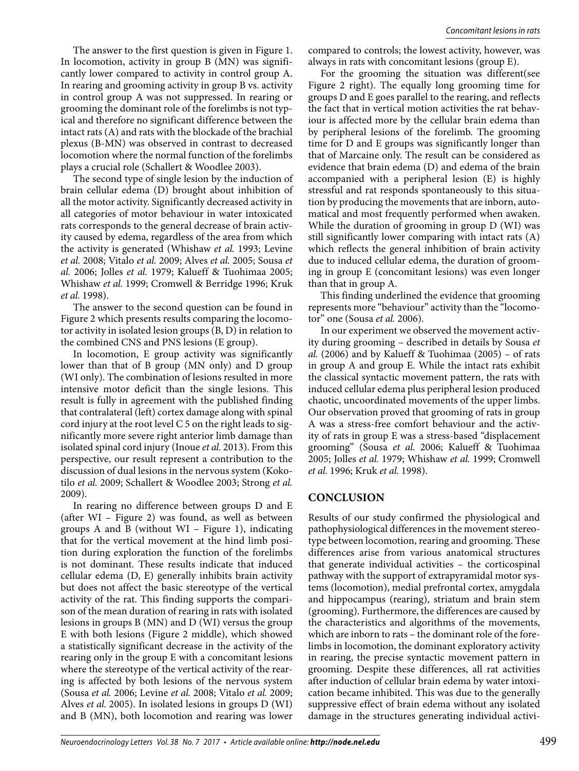The answer to the first question is given in Figure 1. In locomotion, activity in group B (MN) was significantly lower compared to activity in control group A. In rearing and grooming activity in group B vs. activity in control group A was not suppressed. In rearing or grooming the dominant role of the forelimbs is not typical and therefore no significant difference between the intact rats (A) and rats with the blockade of the brachial plexus (B-MN) was observed in contrast to decreased locomotion where the normal function of the forelimbs plays a crucial role (Schallert & Woodlee 2003).

The second type of single lesion by the induction of brain cellular edema (D) brought about inhibition of all the motor activity. Significantly decreased activity in all categories of motor behaviour in water intoxicated rats corresponds to the general decrease of brain activity caused by edema, regardless of the area from which the activity is generated (Whishaw *et al.* 1993; Levine *et al.* 2008; Vitalo *et al.* 2009; Alves *et al.* 2005; Sousa *et al.* 2006; Jolles *et al.* 1979; Kalueff & Tuohimaa 2005; Whishaw *et al.* 1999; Cromwell & Berridge 1996; Kruk *et al.* 1998).

The answer to the second question can be found in Figure 2 which presents results comparing the locomotor activity in isolated lesion groups (B, D) in relation to the combined CNS and PNS lesions (E group).

In locomotion, E group activity was significantly lower than that of B group (MN only) and D group (WI only). The combination of lesions resulted in more intensive motor deficit than the single lesions. This result is fully in agreement with the published finding that contralateral (left) cortex damage along with spinal cord injury at the root level C 5 on the right leads to significantly more severe right anterior limb damage than isolated spinal cord injury (Inoue *et al.* 2013). From this perspective, our result represent a contribution to the discussion of dual lesions in the nervous system (Kokotilo *et al.* 2009; Schallert & Woodlee 2003; Strong *et al.* 2009).

In rearing no difference between groups D and E (after WI – Figure 2) was found, as well as between groups A and B (without WI – Figure 1), indicating that for the vertical movement at the hind limb position during exploration the function of the forelimbs is not dominant. These results indicate that induced cellular edema (D, E) generally inhibits brain activity but does not affect the basic stereotype of the vertical activity of the rat. This finding supports the comparison of the mean duration of rearing in rats with isolated lesions in groups B (MN) and D (WI) versus the group E with both lesions (Figure 2 middle), which showed a statistically significant decrease in the activity of the rearing only in the group E with a concomitant lesions where the stereotype of the vertical activity of the rearing is affected by both lesions of the nervous system (Sousa *et al.* 2006; Levine *et al.* 2008; Vitalo *et al.* 2009; Alves *et al.* 2005). In isolated lesions in groups D (WI) and B (MN), both locomotion and rearing was lower compared to controls; the lowest activity, however, was always in rats with concomitant lesions (group E).

For the grooming the situation was different(see Figure 2 right). The equally long grooming time for groups D and E goes parallel to the rearing, and reflects the fact that in vertical motion activities the rat behaviour is affected more by the cellular brain edema than by peripheral lesions of the forelimb. The grooming time for D and E groups was significantly longer than that of Marcaine only. The result can be considered as evidence that brain edema (D) and edema of the brain accompanied with a peripheral lesion (E) is highly stressful and rat responds spontaneously to this situation by producing the movements that are inborn, automatical and most frequently performed when awaken. While the duration of grooming in group D (WI) was still significantly lower comparing with intact rats (A) which reflects the general inhibition of brain activity due to induced cellular edema, the duration of grooming in group E (concomitant lesions) was even longer than that in group A.

This finding underlined the evidence that grooming represents more "behaviour" activity than the "locomotor" one (Sousa *et al.* 2006).

In our experiment we observed the movement activity during grooming – described in details by Sousa *et al.* (2006) and by Kalueff & Tuohimaa (2005) – of rats in group A and group E. While the intact rats exhibit the classical syntactic movement pattern, the rats with induced cellular edema plus peripheral lesion produced chaotic, uncoordinated movements of the upper limbs. Our observation proved that grooming of rats in group A was a stress-free comfort behaviour and the activity of rats in group E was a stress-based "displacement grooming" (Sousa *et al.* 2006; Kalueff & Tuohimaa 2005; Jolles *et al.* 1979; Whishaw *et al.* 1999; Cromwell *et al.* 1996; Kruk *et al.* 1998).

## CONCLUSION

Results of our study confirmed the physiological and pathophysiological differences in the movement stereotype between locomotion, rearing and grooming. These differences arise from various anatomical structures that generate individual activities – the corticospinal pathway with the support of extrapyramidal motor systems (locomotion), medial prefrontal cortex, amygdala and hippocampus (rearing), striatum and brain stem (grooming). Furthermore, the differences are caused by the characteristics and algorithms of the movements, which are inborn to rats – the dominant role of the forelimbs in locomotion, the dominant exploratory activity in rearing, the precise syntactic movement pattern in grooming. Despite these differences, all rat activities after induction of cellular brain edema by water intoxication became inhibited. This was due to the generally suppressive effect of brain edema without any isolated damage in the structures generating individual activi-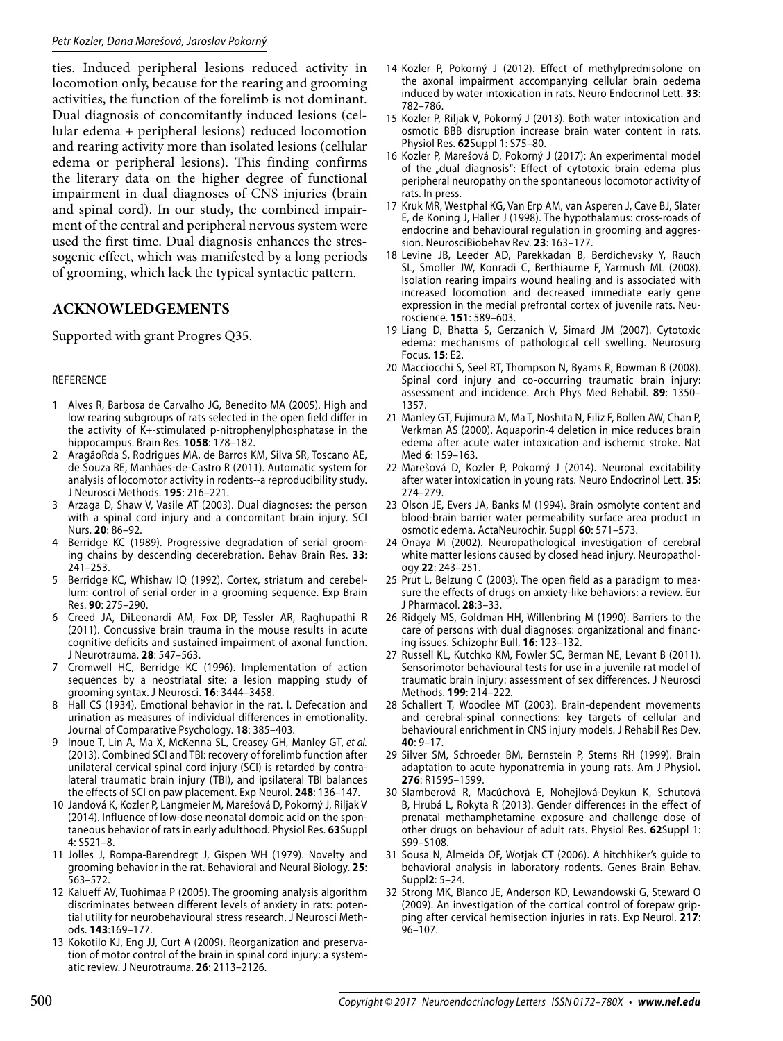ties. Induced peripheral lesions reduced activity in locomotion only, because for the rearing and grooming activities, the function of the forelimb is not dominant. Dual diagnosis of concomitantly induced lesions (cellular edema + peripheral lesions) reduced locomotion and rearing activity more than isolated lesions (cellular edema or peripheral lesions). This finding confirms the literary data on the higher degree of functional impairment in dual diagnoses of CNS injuries (brain and spinal cord). In our study, the combined impairment of the central and peripheral nervous system were used the first time. Dual diagnosis enhances the stressogenic effect, which was manifested by a long periods of grooming, which lack the typical syntactic pattern.

## ACKNOWLEDGEMENTS

Supported with grant Progres Q35.

### REFERENCE

1. Alves R, Barbosa de Carvalho JG, Benedito MA (2005). High and low rearing subgroups of rats selected in the open field differ in the activity of K+-stimulated p-nitrophenylphosphatase in the hippocampus. Brain Res. **1058**: 178–182.
2. AragãoRda S, Rodrigues MA, de Barros KM, Silva SR, Toscano AE, de Souza RE, Manhães-de-Castro R (2011). Automatic system for analysis of locomotor activity in rodents--a reproducibility study. J Neurosci Methods. **195**: 216–221.
3. Arzaga D, Shaw V, Vasile AT (2003). Dual diagnoses: the person with a spinal cord injury and a concomitant brain injury. SCI Nurs. **20**: 86–92.
4. Berridge KC (1989). Progressive degradation of serial grooming chains by descending decerebration. Behav Brain Res. **33**: 241–253.
5. Berridge KC, Whishaw IQ (1992). Cortex, striatum and cerebellum: control of serial order in a grooming sequence. Exp Brain Res. **90**: 275–290.
6. Creed JA, DiLeonardi AM, Fox DP, Tessler AR, Raghupathi R (2011). Concussive brain trauma in the mouse results in acute cognitive deficits and sustained impairment of axonal function. J Neurotrauma. **28**: 547–563.
7. Cromwell HC, Berridge KC (1996). Implementation of action sequences by a neostriatal site: a lesion mapping study of grooming syntax. J Neurosci. **16**: 3444–3458.
8. Hall CS (1934). Emotional behavior in the rat. I. Defecation and urination as measures of individual differences in emotionality. Journal of Comparative Psychology. **18**: 385–403.
9. Inoue T, Lin A, Ma X, McKenna SL, Creasey GH, Manley GT, *et al.* (2013). Combined SCI and TBI: recovery of forelimb function after unilateral cervical spinal cord injury (SCI) is retarded by contralateral traumatic brain injury (TBI), and ipsilateral TBI balances the effects of SCI on paw placement. Exp Neurol. **248**: 136–147.
10. Jandová K, Kozler P, Langmeier M, Marešová D, Pokorný J, Riljak V (2014). Influence of low-dose neonatal domoic acid on the spontaneous behavior of rats in early adulthood. Physiol Res. **63**Suppl 4: S521–8.
11. Jolles J, Rompa-Barendregt J, Gispen WH (1979). Novelty and grooming behavior in the rat. Behavioral and Neural Biology. **25**: 563–572.
12. Kalueff AV, Tuohimaa P (2005). The grooming analysis algorithm discriminates between different levels of anxiety in rats: potential utility for neurobehavioural stress research. J Neurosci Methods. **143**:169–177.
13. Kokotilo KJ, Eng JJ, Curt A (2009). Reorganization and preservation of motor control of the brain in spinal cord injury: a systematic review. J Neurotrauma. **26**: 2113–2126.
14. Kozler P, Pokorný J (2012). Effect of methylprednisolone on the axonal impairment accompanying cellular brain oedema induced by water intoxication in rats. Neuro Endocrinol Lett. **33**: 782–786.
15. Kozler P, Riljak V, Pokorný J (2013). Both water intoxication and osmotic BBB disruption increase brain water content in rats. Physiol Res. **62**Suppl 1: S75–80.
16. Kozler P, Marešová D, Pokorný J (2017): An experimental model of the „dual diagnosis": Effect of cytotoxic brain edema plus peripheral neuropathy on the spontaneous locomotor activity of rats. In press.
17. Kruk MR, Westphal KG, Van Erp AM, van Asperen J, Cave BJ, Slater E, de Koning J, Haller J (1998). The hypothalamus: cross-roads of endocrine and behavioural regulation in grooming and aggression. NeurosciBiobehav Rev. **23**: 163–177.
18. Levine JB, Leeder AD, Parekkadan B, Berdichevsky Y, Rauch SL, Smoller JW, Konradi C, Berthiaume F, Yarmush ML (2008). Isolation rearing impairs wound healing and is associated with increased locomotion and decreased immediate early gene expression in the medial prefrontal cortex of juvenile rats. Neuroscience. **151**: 589–603.
19. Liang D, Bhatta S, Gerzanich V, Simard JM (2007). Cytotoxic edema: mechanisms of pathological cell swelling. Neurosurg Focus. **15**: E2.
20. Macciocchi S, Seel RT, Thompson N, Byams R, Bowman B (2008). Spinal cord injury and co-occurring traumatic brain injury: assessment and incidence. Arch Phys Med Rehabil. **89**: 1350–1357.
21. Manley GT, Fujimura M, Ma T, Noshita N, Filiz F, Bollen AW, Chan P, Verkman AS (2000). Aquaporin-4 deletion in mice reduces brain edema after acute water intoxication and ischemic stroke. Nat Med **6**: 159–163.
22. Marešová D, Kozler P, Pokorný J (2014). Neuronal excitability after water intoxication in young rats. Neuro Endocrinol Lett. **35**: 274–279.
23. Olson JE, Evers JA, Banks M (1994). Brain osmolyte content and blood-brain barrier water permeability surface area product in osmotic edema. ActaNeurochir. Suppl **60**: 571–573.
24. Onaya M (2002). Neuropathological investigation of cerebral white matter lesions caused by closed head injury. Neuropathology **22**: 243–251.
25. Prut L, Belzung C (2003). The open field as a paradigm to measure the effects of drugs on anxiety-like behaviors: a review. Eur J Pharmacol. **28**:3–33.
26. Ridgely MS, Goldman HH, Willenbring M (1990). Barriers to the care of persons with dual diagnoses: organizational and financing issues. Schizophr Bull. **16**: 123–132.
27. Russell KL, Kutchko KM, Fowler SC, Berman NE, Levant B (2011). Sensorimotor behavioural tests for use in a juvenile rat model of traumatic brain injury: assessment of sex differences. J Neurosci Methods. **199**: 214–222.
28. Schallert T, Woodlee MT (2003). Brain-dependent movements and cerebral-spinal connections: key targets of cellular and behavioural enrichment in CNS injury models. J Rehabil Res Dev. **40**: 9–17.
29. Silver SM, Schroeder BM, Bernstein P, Sterns RH (1999). Brain adaptation to acute hyponatremia in young rats. Am J Physiol**.** **276**: R1595–1599.
30. Slamberová R, Macúchová E, Nohejlová-Deykun K, Schutová B, Hrubá L, Rokyta R (2013). Gender differences in the effect of prenatal methamphetamine exposure and challenge dose of other drugs on behaviour of adult rats. Physiol Res. **62**Suppl 1: S99–S108.
31. Sousa N, Almeida OF, Wotjak CT (2006). A hitchhiker's guide to behavioral analysis in laboratory rodents. Genes Brain Behav. Suppl**2**: 5–24.
32. Strong MK, Blanco JE, Anderson KD, Lewandowski G, Steward O (2009). An investigation of the cortical control of forepaw gripping after cervical hemisection injuries in rats. Exp Neurol. **217**: 96–107.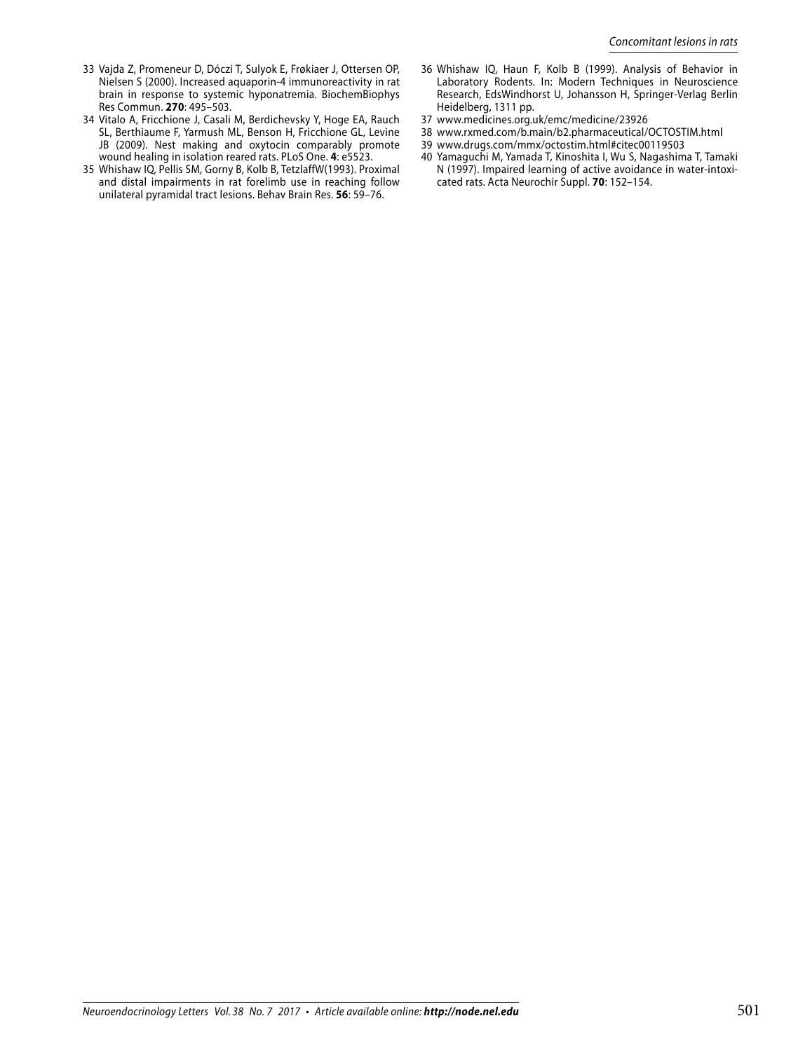33 Vajda Z, Promeneur D, Dóczi T, Sulyok E, Frøkiaer J, Ottersen OP, Nielsen S (2000). Increased aquaporin-4 immunoreactivity in rat brain in response to systemic hyponatremia. BiochemBiophys Res Commun. **270**: 495–503.

34 Vitalo A, Fricchione J, Casali M, Berdichevsky Y, Hoge EA, Rauch SL, Berthiaume F, Yarmush ML, Benson H, Fricchione GL, Levine JB (2009). Nest making and oxytocin comparably promote wound healing in isolation reared rats. PLoS One. **4**: e5523.

35 Whishaw IQ, Pellis SM, Gorny B, Kolb B, TetzlaffW(1993). Proximal and distal impairments in rat forelimb use in reaching follow unilateral pyramidal tract lesions. Behav Brain Res. **56**: 59–76.

36 Whishaw IQ, Haun F, Kolb B (1999). Analysis of Behavior in Laboratory Rodents. In: Modern Techniques in Neuroscience Research, EdsWindhorst U, Johansson H, Springer-Verlag Berlin Heidelberg, 1311 pp.

37 www.medicines.org.uk/emc/medicine/23926

38 www.rxmed.com/b.main/b2.pharmaceutical/OCTOSTIM.html

39 www.drugs.com/mmx/octostim.html#citec00119503

40 Yamaguchi M, Yamada T, Kinoshita I, Wu S, Nagashima T, Tamaki N (1997). Impaired learning of active avoidance in water-intoxicated rats. Acta Neurochir Suppl. **70**: 152–154.